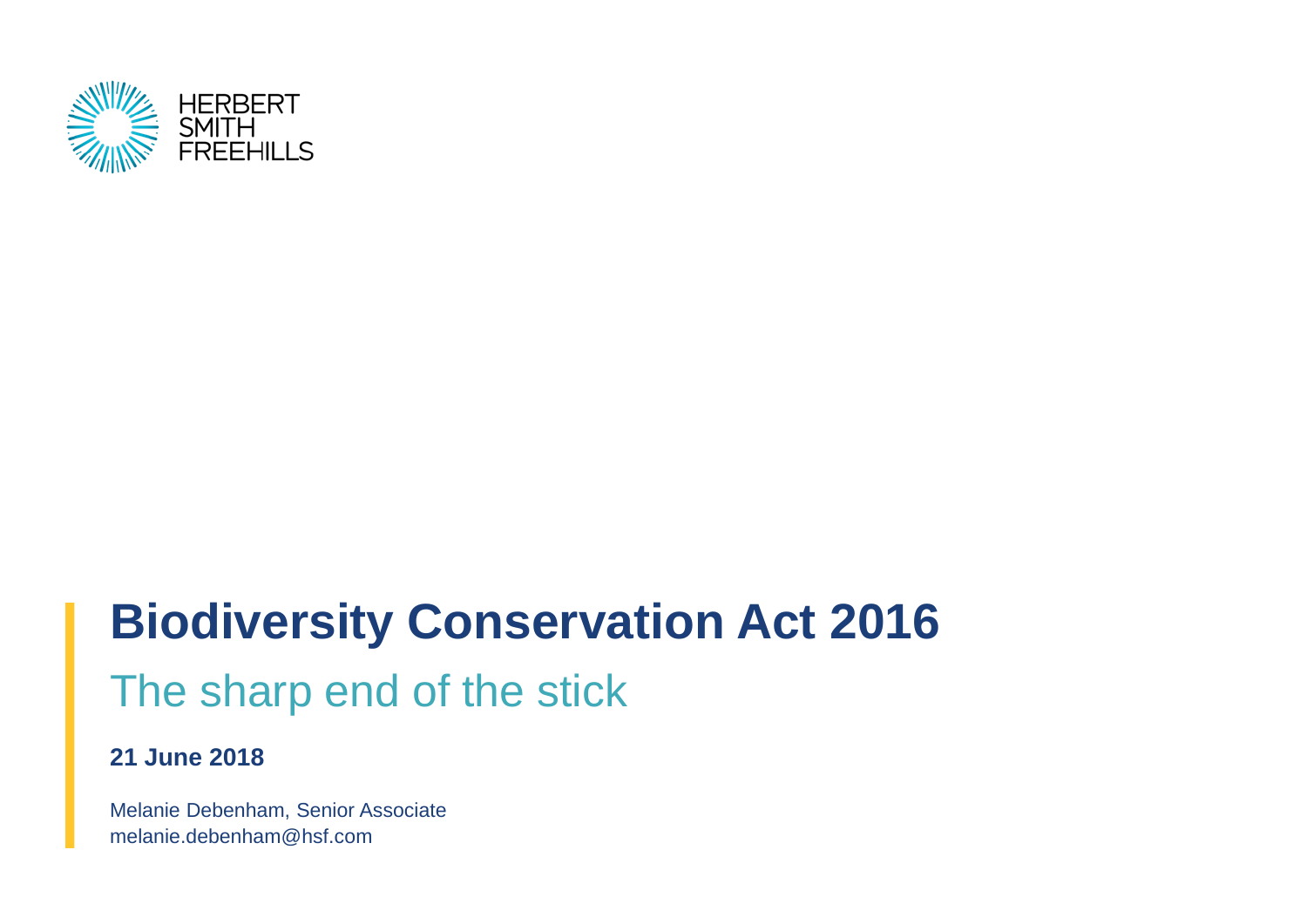HERBERT SMITH FREEHILLS

# Biodiversity Conservation Act 2016

## The sharp end of the stick

**21 June 2018**

Melanie Debenham, Senior Associate
melanie.debenham@hsf.com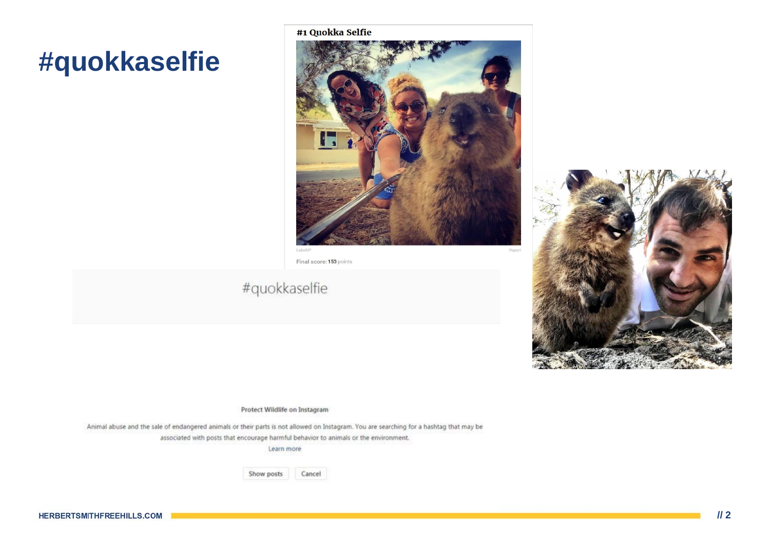# #quokkaselfie

#1 Quokka Selfie

LabelUP

Report

Final score: 153 points

#quokkaselfie

Protect Wildlife on Instagram

Animal abuse and the sale of endangered animals or their parts is not allowed on Instagram. You are searching for a hashtag that may be associated with posts that encourage harmful behavior to animals or the environment.

Learn more

Show posts Cancel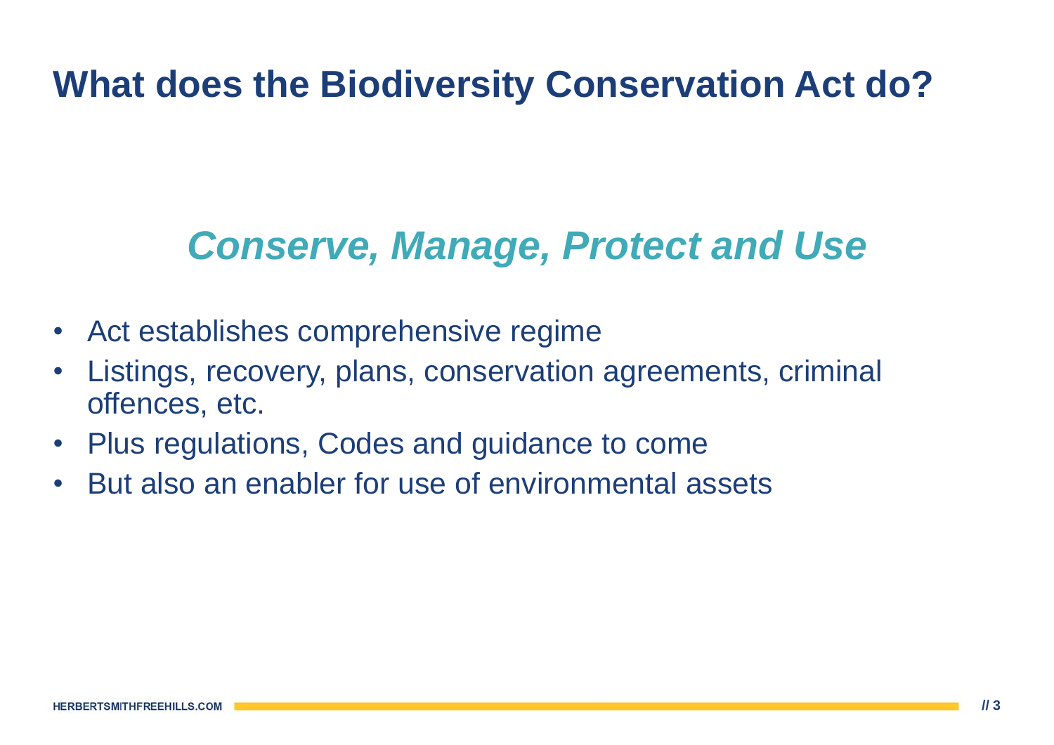# What does the Biodiversity Conservation Act do?

## *Conserve, Manage, Protect and Use*

- Act establishes comprehensive regime
- Listings, recovery, plans, conservation agreements, criminal offences, etc.
- Plus regulations, Codes and guidance to come
- But also an enabler for use of environmental assets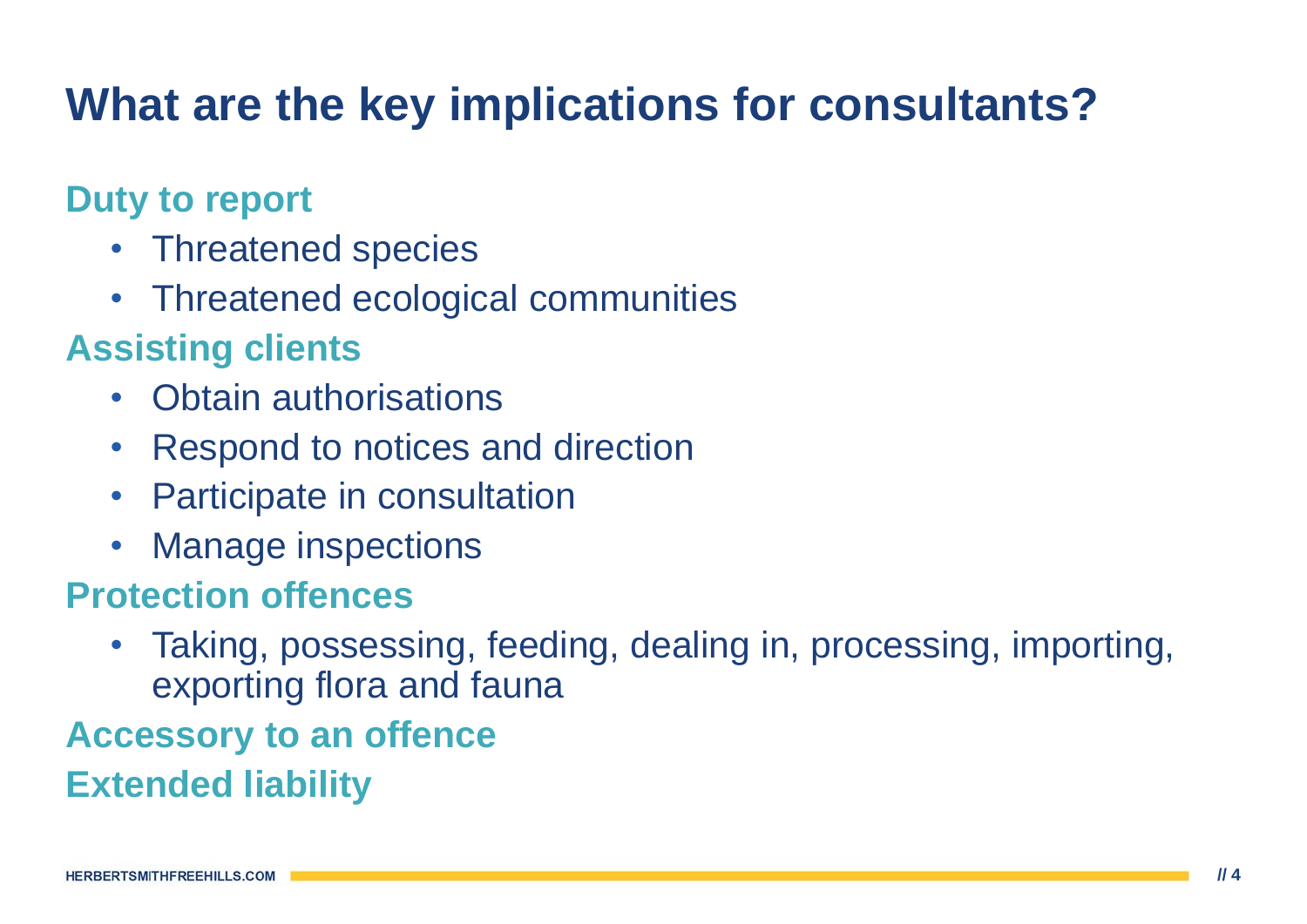# What are the key implications for consultants?

## Duty to report

- Threatened species
- Threatened ecological communities

## Assisting clients

- Obtain authorisations
- Respond to notices and direction
- Participate in consultation
- Manage inspections

## Protection offences

- Taking, possessing, feeding, dealing in, processing, importing, exporting flora and fauna

## Accessory to an offence

## Extended liability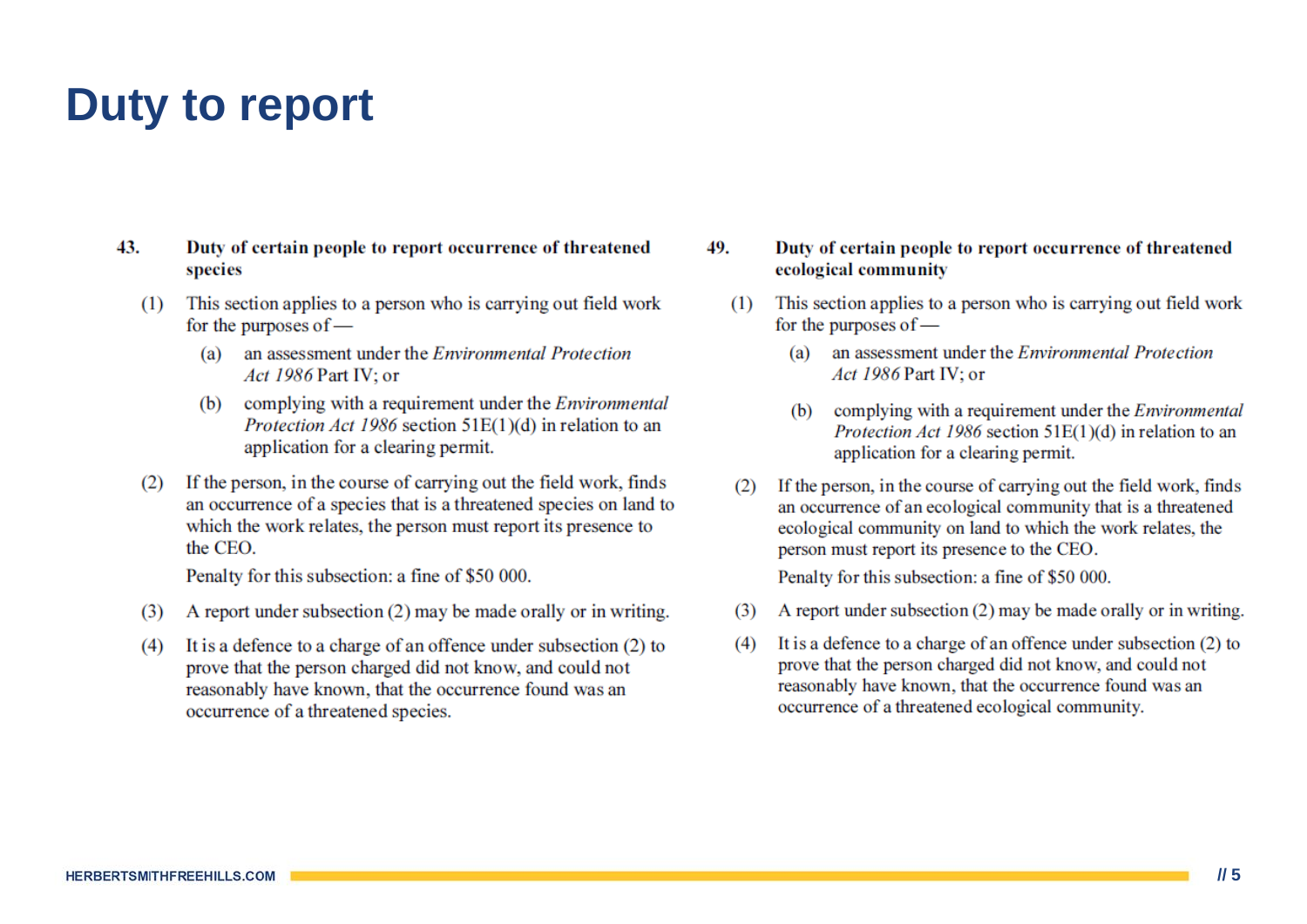# Duty to report

**43. Duty of certain people to report occurrence of threatened species**

(1) This section applies to a person who is carrying out field work for the purposes of —

(a) an assessment under the *Environmental Protection Act 1986* Part IV; or

(b) complying with a requirement under the *Environmental Protection Act 1986* section 51E(1)(d) in relation to an application for a clearing permit.

(2) If the person, in the course of carrying out the field work, finds an occurrence of a species that is a threatened species on land to which the work relates, the person must report its presence to the CEO.

Penalty for this subsection: a fine of $50 000.

(3) A report under subsection (2) may be made orally or in writing.

(4) It is a defence to a charge of an offence under subsection (2) to prove that the person charged did not know, and could not reasonably have known, that the occurrence found was an occurrence of a threatened species.

**49. Duty of certain people to report occurrence of threatened ecological community**

(1) This section applies to a person who is carrying out field work for the purposes of —

(a) an assessment under the *Environmental Protection Act 1986* Part IV; or

(b) complying with a requirement under the *Environmental Protection Act 1986* section 51E(1)(d) in relation to an application for a clearing permit.

(2) If the person, in the course of carrying out the field work, finds an occurrence of an ecological community that is a threatened ecological community on land to which the work relates, the person must report its presence to the CEO.

Penalty for this subsection: a fine of $50 000.

(3) A report under subsection (2) may be made orally or in writing.

(4) It is a defence to a charge of an offence under subsection (2) to prove that the person charged did not know, and could not reasonably have known, that the occurrence found was an occurrence of a threatened ecological community.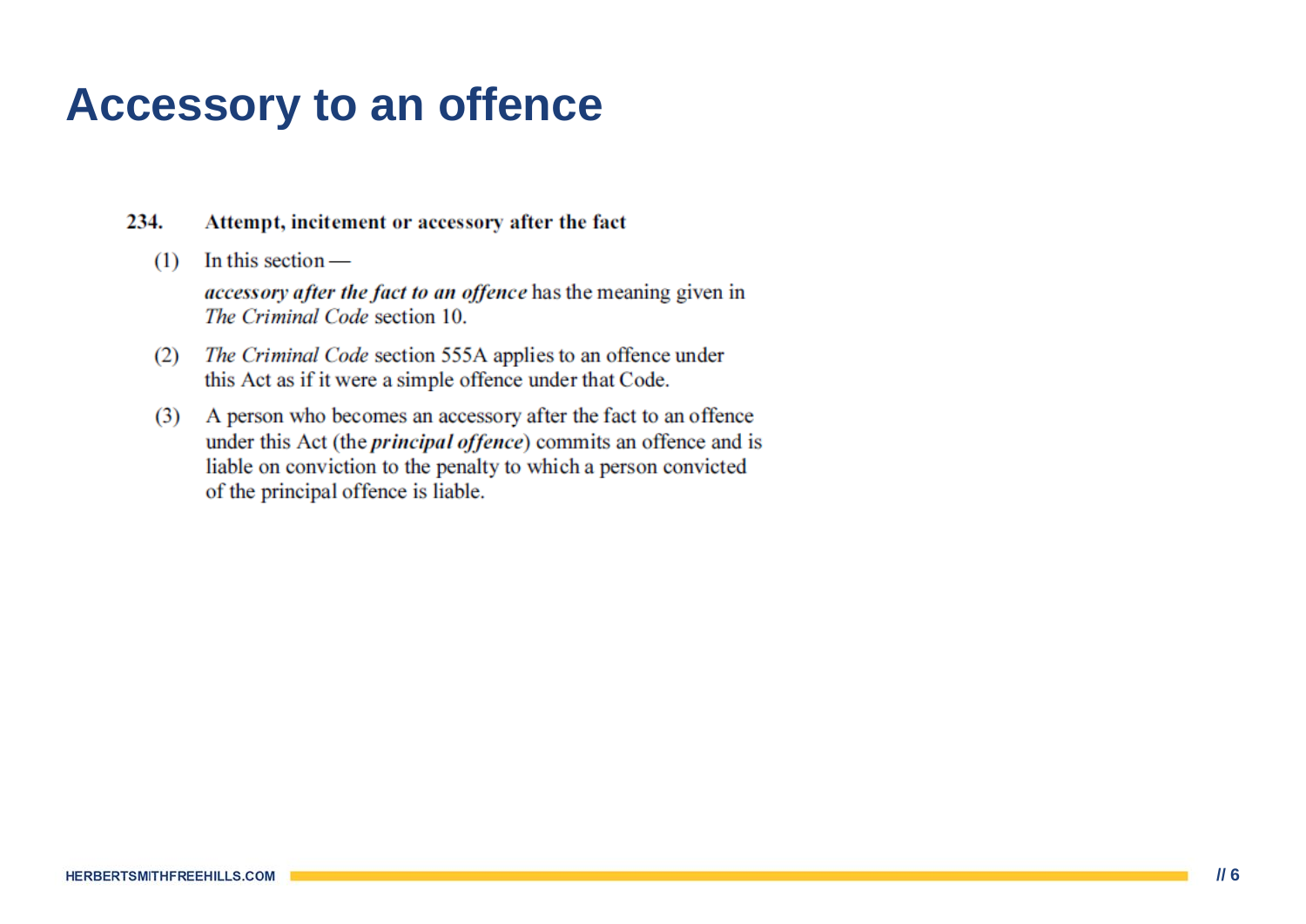# Accessory to an offence

**234. Attempt, incitement or accessory after the fact**

(1) In this section —

***accessory after the fact to an offence*** has the meaning given in *The Criminal Code* section 10.

(2) *The Criminal Code* section 555A applies to an offence under this Act as if it were a simple offence under that Code.

(3) A person who becomes an accessory after the fact to an offence under this Act (the ***principal offence***) commits an offence and is liable on conviction to the penalty to which a person convicted of the principal offence is liable.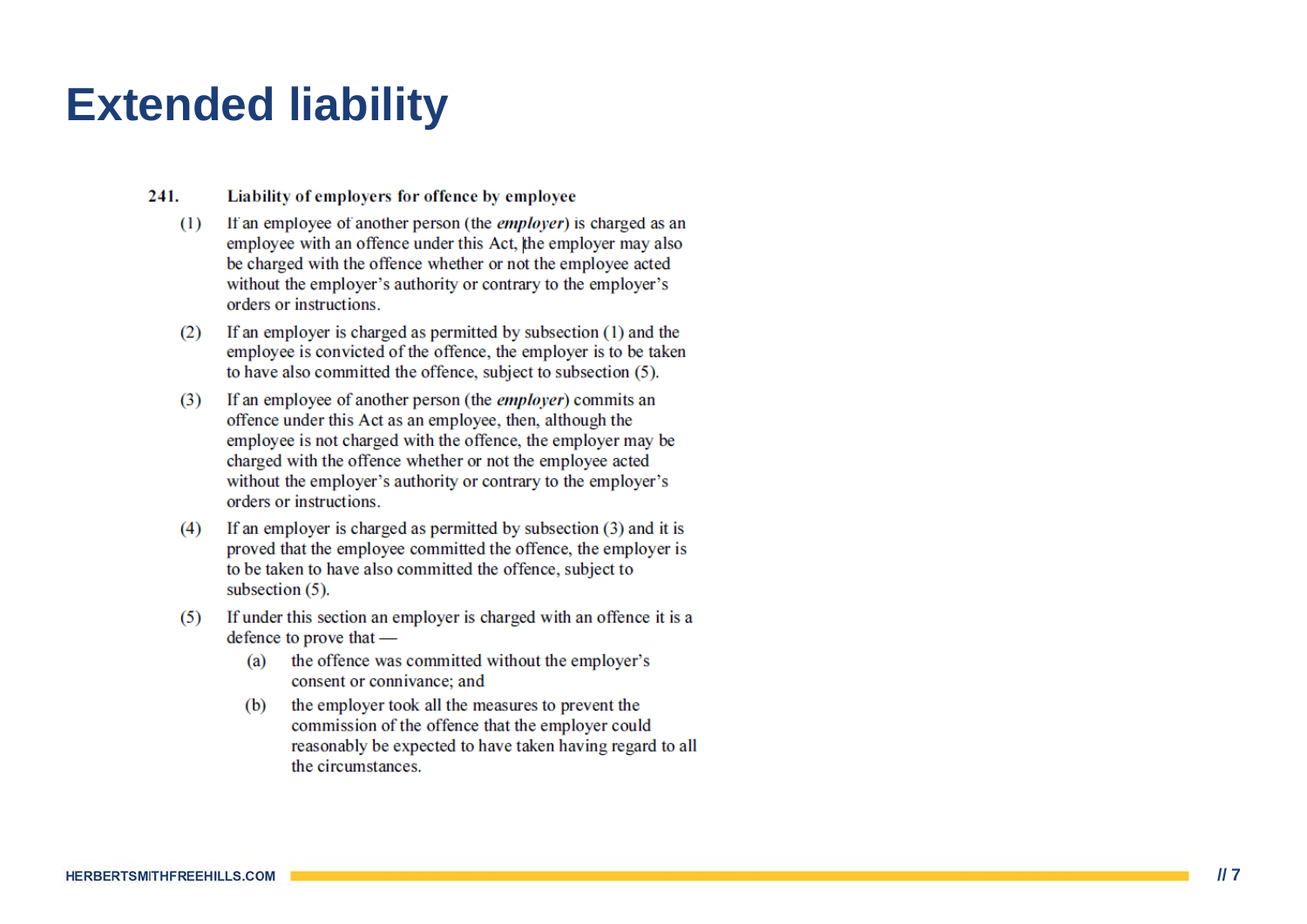# Extended liability

**241. Liability of employers for offence by employee**

(1) If an employee of another person (the ***employer***) is charged as an employee with an offence under this Act, the employer may also be charged with the offence whether or not the employee acted without the employer's authority or contrary to the employer's orders or instructions.

(2) If an employer is charged as permitted by subsection (1) and the employee is convicted of the offence, the employer is to be taken to have also committed the offence, subject to subsection (5).

(3) If an employee of another person (the ***employer***) commits an offence under this Act as an employee, then, although the employee is not charged with the offence, the employer may be charged with the offence whether or not the employee acted without the employer's authority or contrary to the employer's orders or instructions.

(4) If an employer is charged as permitted by subsection (3) and it is proved that the employee committed the offence, the employer is to be taken to have also committed the offence, subject to subsection (5).

(5) If under this section an employer is charged with an offence it is a defence to prove that —

(a) the offence was committed without the employer's consent or connivance; and

(b) the employer took all the measures to prevent the commission of the offence that the employer could reasonably be expected to have taken having regard to all the circumstances.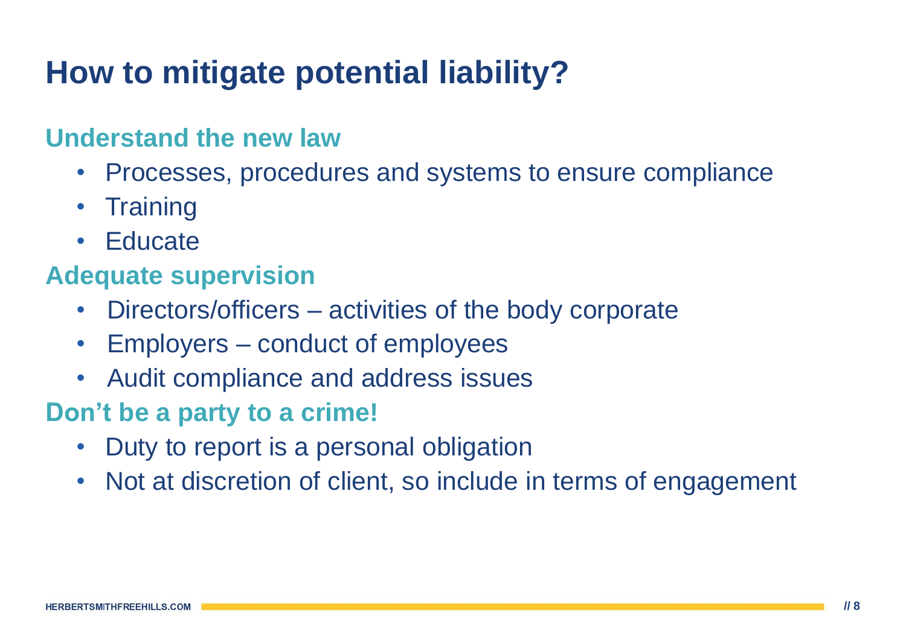# How to mitigate potential liability?

## Understand the new law

- Processes, procedures and systems to ensure compliance
- Training
- Educate

## Adequate supervision

- Directors/officers – activities of the body corporate
- Employers – conduct of employees
- Audit compliance and address issues

## Don’t be a party to a crime!

- Duty to report is a personal obligation
- Not at discretion of client, so include in terms of engagement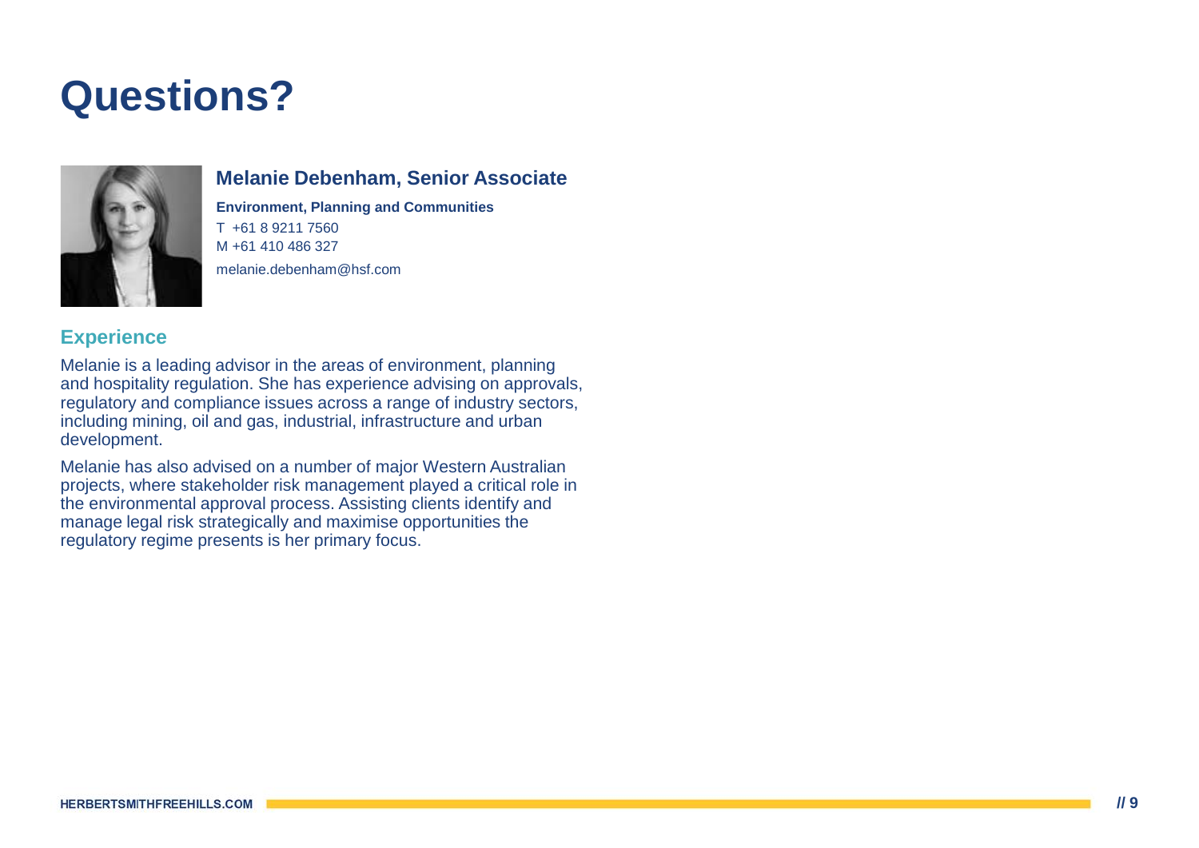# Questions?

**Melanie Debenham, Senior Associate**

**Environment, Planning and Communities**

T +61 8 9211 7560
M +61 410 486 327
melanie.debenham@hsf.com

## Experience

Melanie is a leading advisor in the areas of environment, planning and hospitality regulation. She has experience advising on approvals, regulatory and compliance issues across a range of industry sectors, including mining, oil and gas, industrial, infrastructure and urban development.

Melanie has also advised on a number of major Western Australian projects, where stakeholder risk management played a critical role in the environmental approval process. Assisting clients identify and manage legal risk strategically and maximise opportunities the regulatory regime presents is her primary focus.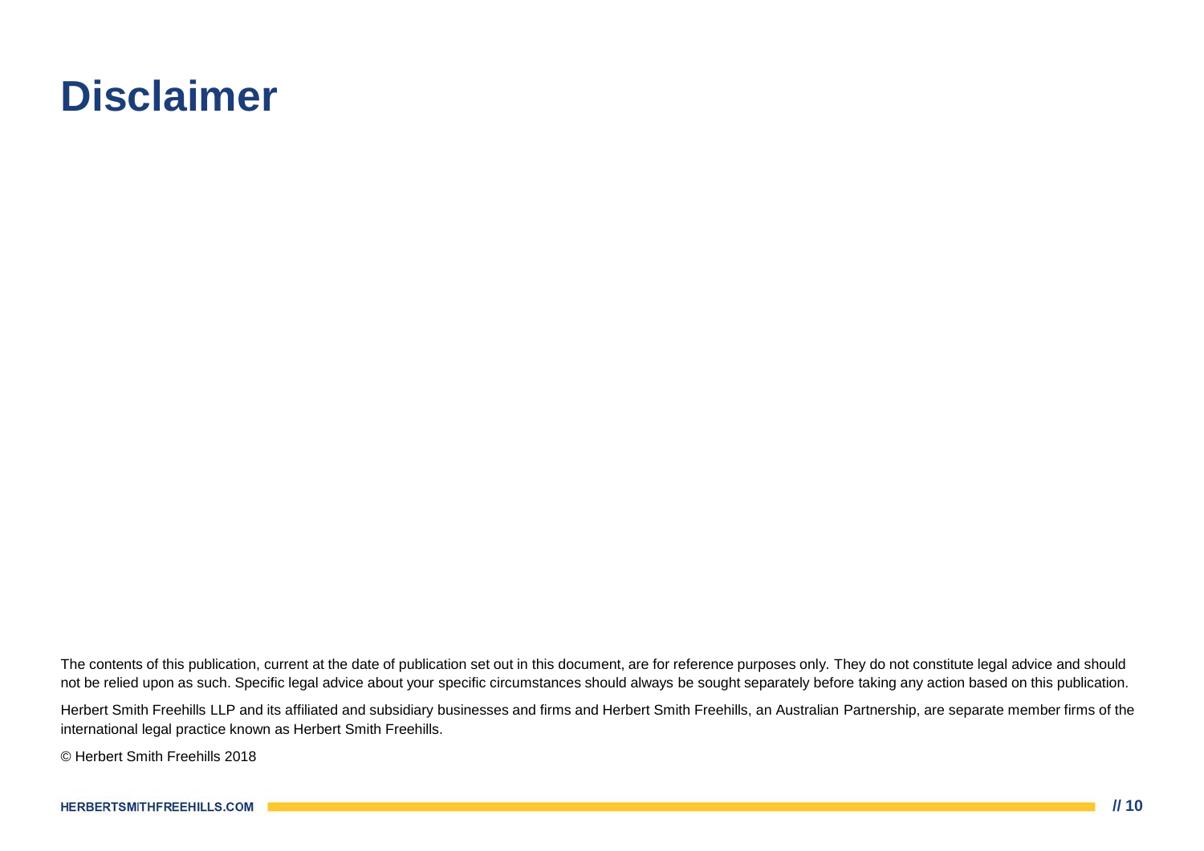# Disclaimer

The contents of this publication, current at the date of publication set out in this document, are for reference purposes only. They do not constitute legal advice and should not be relied upon as such. Specific legal advice about your specific circumstances should always be sought separately before taking any action based on this publication.

Herbert Smith Freehills LLP and its affiliated and subsidiary businesses and firms and Herbert Smith Freehills, an Australian Partnership, are separate member firms of the international legal practice known as Herbert Smith Freehills.

© Herbert Smith Freehills 2018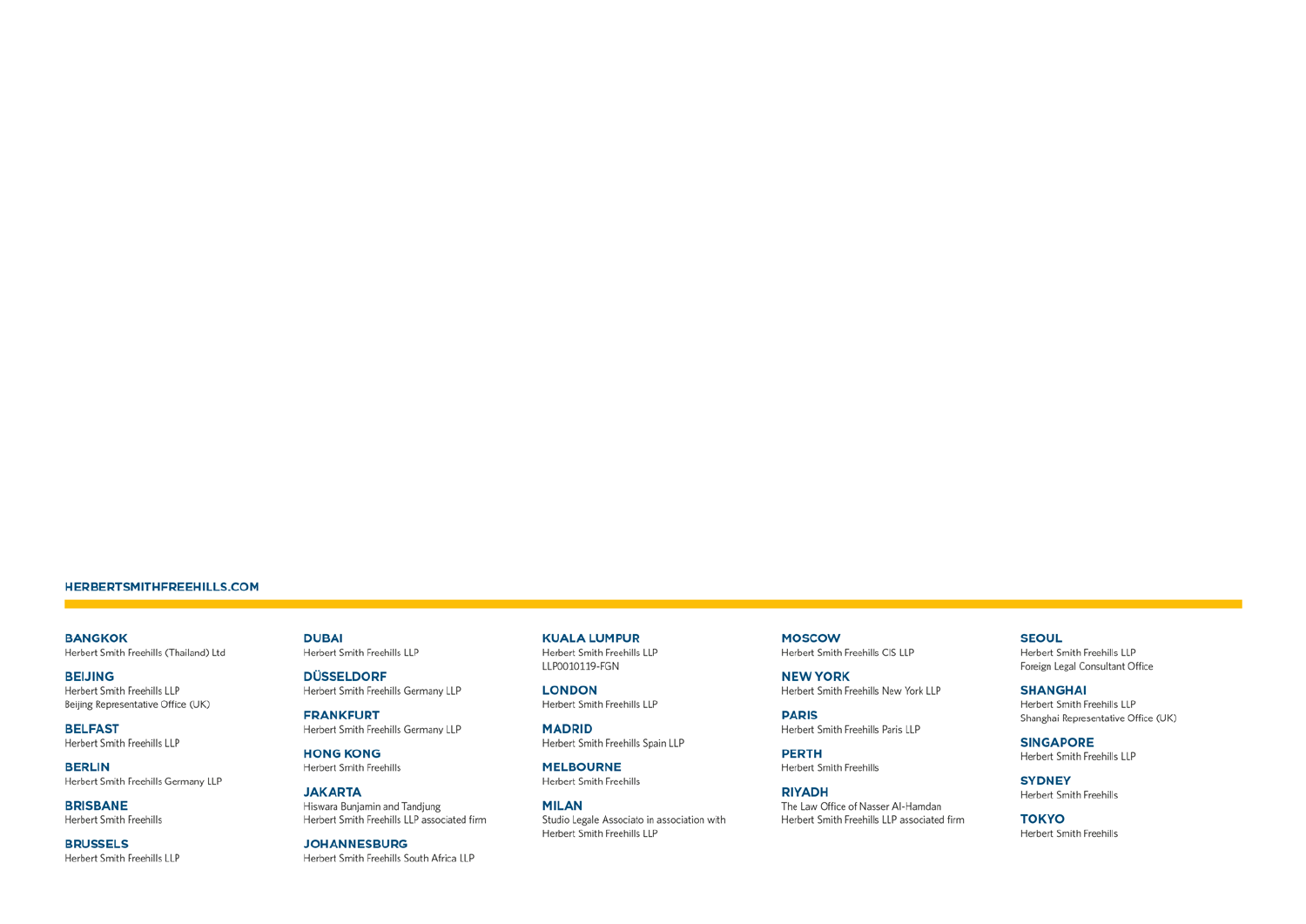**HERBERTSMITHFREEHILLS.COM**

**BANGKOK**
Herbert Smith Freehills (Thailand) Ltd

**BEIJING**
Herbert Smith Freehills LLP
Beijing Representative Office (UK)

**BELFAST**
Herbert Smith Freehills LLP

**BERLIN**
Herbert Smith Freehills Germany LLP

**BRISBANE**
Herbert Smith Freehills

**BRUSSELS**
Herbert Smith Freehills LLP

**DUBAI**
Herbert Smith Freehills LLP

**DÜSSELDORF**
Herbert Smith Freehills Germany LLP

**FRANKFURT**
Herbert Smith Freehills Germany LLP

**HONG KONG**
Herbert Smith Freehills

**JAKARTA**
Hiswara Bunjamin and Tandjung
Herbert Smith Freehills LLP associated firm

**JOHANNESBURG**
Herbert Smith Freehills South Africa LLP

**KUALA LUMPUR**
Herbert Smith Freehills LLP
LLP0010119-FGN

**LONDON**
Herbert Smith Freehills LLP

**MADRID**
Herbert Smith Freehills Spain LLP

**MELBOURNE**
Herbert Smith Freehills

**MILAN**
Studio Legale Associato in association with
Herbert Smith Freehills LLP

**MOSCOW**
Herbert Smith Freehills CIS LLP

**NEW YORK**
Herbert Smith Freehills New York LLP

**PARIS**
Herbert Smith Freehills Paris LLP

**PERTH**
Herbert Smith Freehills

**RIYADH**
The Law Office of Nasser Al-Hamdan
Herbert Smith Freehills LLP associated firm

**SEOUL**
Herbert Smith Freehills LLP
Foreign Legal Consultant Office

**SHANGHAI**
Herbert Smith Freehills LLP
Shanghai Representative Office (UK)

**SINGAPORE**
Herbert Smith Freehills LLP

**SYDNEY**
Herbert Smith Freehills

**TOKYO**
Herbert Smith Freehills